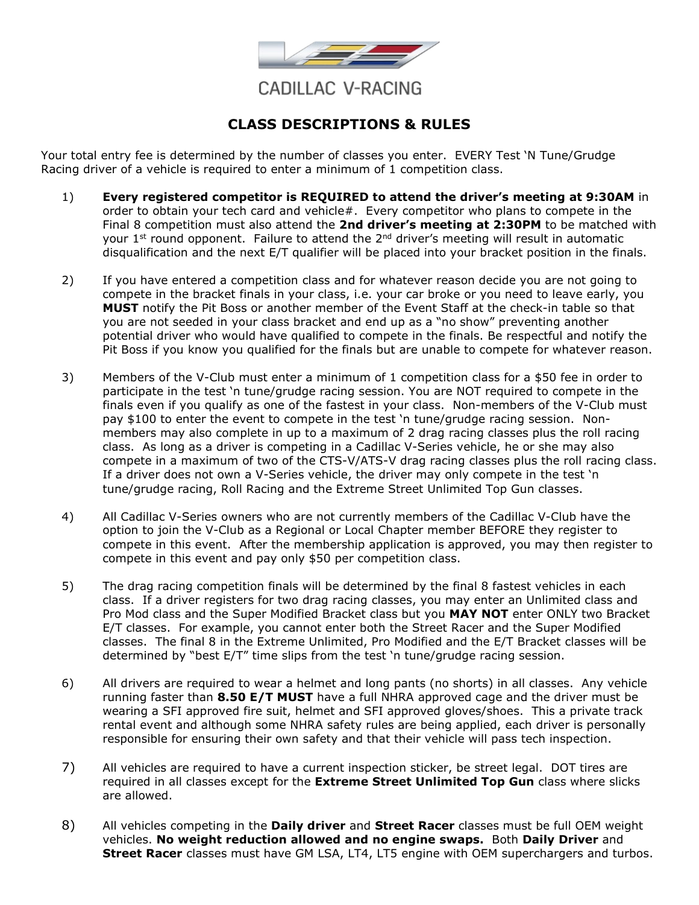CADILLAC V-RACING

## CLASS DESCRIPTIONS & RULES

Your total entry fee is determined by the number of classes you enter. EVERY Test 'N Tune/Grudge Racing driver of a vehicle is required to enter a minimum of 1 competition class.

1) **Every registered competitor is REQUIRED to attend the driver's meeting at 9:30AM** in order to obtain your tech card and vehicle#. Every competitor who plans to compete in the Final 8 competition must also attend the **2nd driver's meeting at 2:30PM** to be matched with your 1st round opponent. Failure to attend the 2nd driver's meeting will result in automatic disqualification and the next E/T qualifier will be placed into your bracket position in the finals.

2) If you have entered a competition class and for whatever reason decide you are not going to compete in the bracket finals in your class, i.e. your car broke or you need to leave early, you **MUST** notify the Pit Boss or another member of the Event Staff at the check-in table so that you are not seeded in your class bracket and end up as a "no show" preventing another potential driver who would have qualified to compete in the finals. Be respectful and notify the Pit Boss if you know you qualified for the finals but are unable to compete for whatever reason.

3) Members of the V-Club must enter a minimum of 1 competition class for a $50 fee in order to participate in the test 'n tune/grudge racing session. You are NOT required to compete in the finals even if you qualify as one of the fastest in your class. Non-members of the V-Club must pay $100 to enter the event to compete in the test 'n tune/grudge racing session. Non-members may also complete in up to a maximum of 2 drag racing classes plus the roll racing class. As long as a driver is competing in a Cadillac V-Series vehicle, he or she may also compete in a maximum of two of the CTS-V/ATS-V drag racing classes plus the roll racing class. If a driver does not own a V-Series vehicle, the driver may only compete in the test 'n tune/grudge racing, Roll Racing and the Extreme Street Unlimited Top Gun classes.

4) All Cadillac V-Series owners who are not currently members of the Cadillac V-Club have the option to join the V-Club as a Regional or Local Chapter member BEFORE they register to compete in this event. After the membership application is approved, you may then register to compete in this event and pay only $50 per competition class.

5) The drag racing competition finals will be determined by the final 8 fastest vehicles in each class. If a driver registers for two drag racing classes, you may enter an Unlimited class and Pro Mod class and the Super Modified Bracket class but you **MAY NOT** enter ONLY two Bracket E/T classes. For example, you cannot enter both the Street Racer and the Super Modified classes. The final 8 in the Extreme Unlimited, Pro Modified and the E/T Bracket classes will be determined by "best E/T" time slips from the test 'n tune/grudge racing session.

6) All drivers are required to wear a helmet and long pants (no shorts) in all classes. Any vehicle running faster than **8.50 E/T MUST** have a full NHRA approved cage and the driver must be wearing a SFI approved fire suit, helmet and SFI approved gloves/shoes. This a private track rental event and although some NHRA safety rules are being applied, each driver is personally responsible for ensuring their own safety and that their vehicle will pass tech inspection.

7) All vehicles are required to have a current inspection sticker, be street legal. DOT tires are required in all classes except for the **Extreme Street Unlimited Top Gun** class where slicks are allowed.

8) All vehicles competing in the **Daily driver** and **Street Racer** classes must be full OEM weight vehicles. **No weight reduction allowed and no engine swaps.** Both **Daily Driver** and **Street Racer** classes must have GM LSA, LT4, LT5 engine with OEM superchargers and turbos.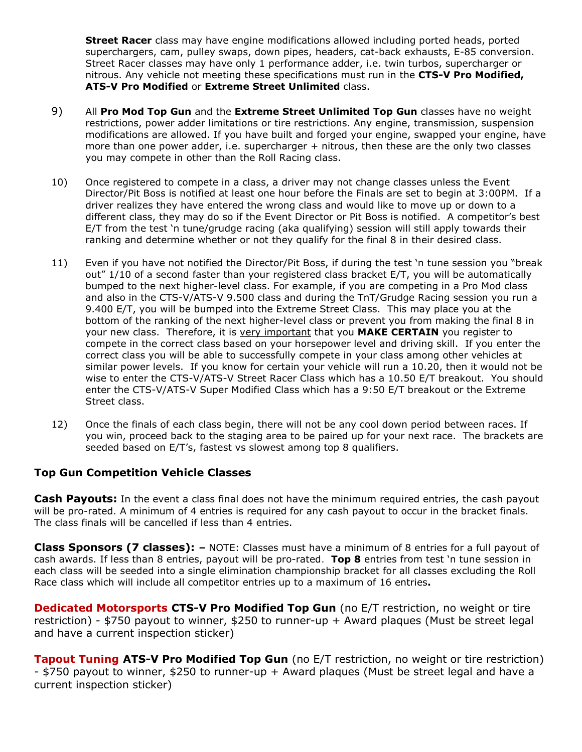**Street Racer** class may have engine modifications allowed including ported heads, ported superchargers, cam, pulley swaps, down pipes, headers, cat-back exhausts, E-85 conversion. Street Racer classes may have only 1 performance adder, i.e. twin turbos, supercharger or nitrous. Any vehicle not meeting these specifications must run in the **CTS-V Pro Modified, ATS-V Pro Modified** or **Extreme Street Unlimited** class.

9) All **Pro Mod Top Gun** and the **Extreme Street Unlimited Top Gun** classes have no weight restrictions, power adder limitations or tire restrictions. Any engine, transmission, suspension modifications are allowed. If you have built and forged your engine, swapped your engine, have more than one power adder, i.e. supercharger + nitrous, then these are the only two classes you may compete in other than the Roll Racing class.

10) Once registered to compete in a class, a driver may not change classes unless the Event Director/Pit Boss is notified at least one hour before the Finals are set to begin at 3:00PM. If a driver realizes they have entered the wrong class and would like to move up or down to a different class, they may do so if the Event Director or Pit Boss is notified. A competitor's best E/T from the test 'n tune/grudge racing (aka qualifying) session will still apply towards their ranking and determine whether or not they qualify for the final 8 in their desired class.

11) Even if you have not notified the Director/Pit Boss, if during the test 'n tune session you "break out" 1/10 of a second faster than your registered class bracket E/T, you will be automatically bumped to the next higher-level class. For example, if you are competing in a Pro Mod class and also in the CTS-V/ATS-V 9.500 class and during the TnT/Grudge Racing session you run a 9.400 E/T, you will be bumped into the Extreme Street Class. This may place you at the bottom of the ranking of the next higher-level class or prevent you from making the final 8 in your new class. Therefore, it is very important that you **MAKE CERTAIN** you register to compete in the correct class based on your horsepower level and driving skill. If you enter the correct class you will be able to successfully compete in your class among other vehicles at similar power levels. If you know for certain your vehicle will run a 10.20, then it would not be wise to enter the CTS-V/ATS-V Street Racer Class which has a 10.50 E/T breakout. You should enter the CTS-V/ATS-V Super Modified Class which has a 9:50 E/T breakout or the Extreme Street class.

12) Once the finals of each class begin, there will not be any cool down period between races. If you win, proceed back to the staging area to be paired up for your next race. The brackets are seeded based on E/T's, fastest vs slowest among top 8 qualifiers.

## Top Gun Competition Vehicle Classes

**Cash Payouts:** In the event a class final does not have the minimum required entries, the cash payout will be pro-rated. A minimum of 4 entries is required for any cash payout to occur in the bracket finals. The class finals will be cancelled if less than 4 entries.

**Class Sponsors (7 classes): –** NOTE: Classes must have a minimum of 8 entries for a full payout of cash awards. If less than 8 entries, payout will be pro-rated. **Top 8** entries from test 'n tune session in each class will be seeded into a single elimination championship bracket for all classes excluding the Roll Race class which will include all competitor entries up to a maximum of 16 entries**.**

**Dedicated Motorsports CTS-V Pro Modified Top Gun** (no E/T restriction, no weight or tire restriction) - $750 payout to winner, $250 to runner-up + Award plaques (Must be street legal and have a current inspection sticker)

**Tapout Tuning ATS-V Pro Modified Top Gun** (no E/T restriction, no weight or tire restriction) - $750 payout to winner, $250 to runner-up + Award plaques (Must be street legal and have a current inspection sticker)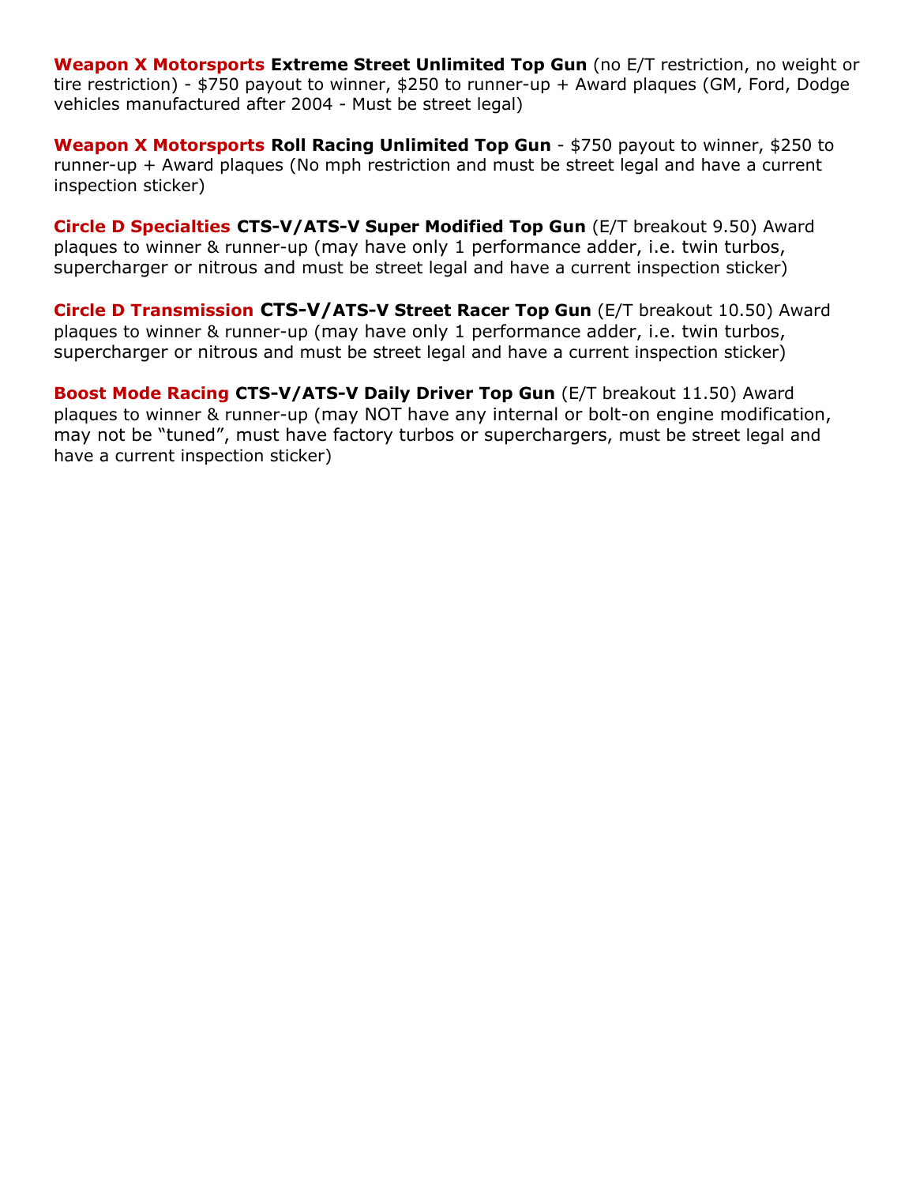**Weapon X Motorsports Extreme Street Unlimited Top Gun** (no E/T restriction, no weight or tire restriction) - $750 payout to winner, $250 to runner-up + Award plaques (GM, Ford, Dodge vehicles manufactured after 2004 - Must be street legal)

**Weapon X Motorsports Roll Racing Unlimited Top Gun** - $750 payout to winner, $250 to runner-up + Award plaques (No mph restriction and must be street legal and have a current inspection sticker)

**Circle D Specialties CTS-V/ATS-V Super Modified Top Gun** (E/T breakout 9.50) Award plaques to winner & runner-up (may have only 1 performance adder, i.e. twin turbos, supercharger or nitrous and must be street legal and have a current inspection sticker)

**Circle D Transmission CTS-V/ATS-V Street Racer Top Gun** (E/T breakout 10.50) Award plaques to winner & runner-up (may have only 1 performance adder, i.e. twin turbos, supercharger or nitrous and must be street legal and have a current inspection sticker)

**Boost Mode Racing CTS-V/ATS-V Daily Driver Top Gun** (E/T breakout 11.50) Award plaques to winner & runner-up (may NOT have any internal or bolt-on engine modification, may not be "tuned", must have factory turbos or superchargers, must be street legal and have a current inspection sticker)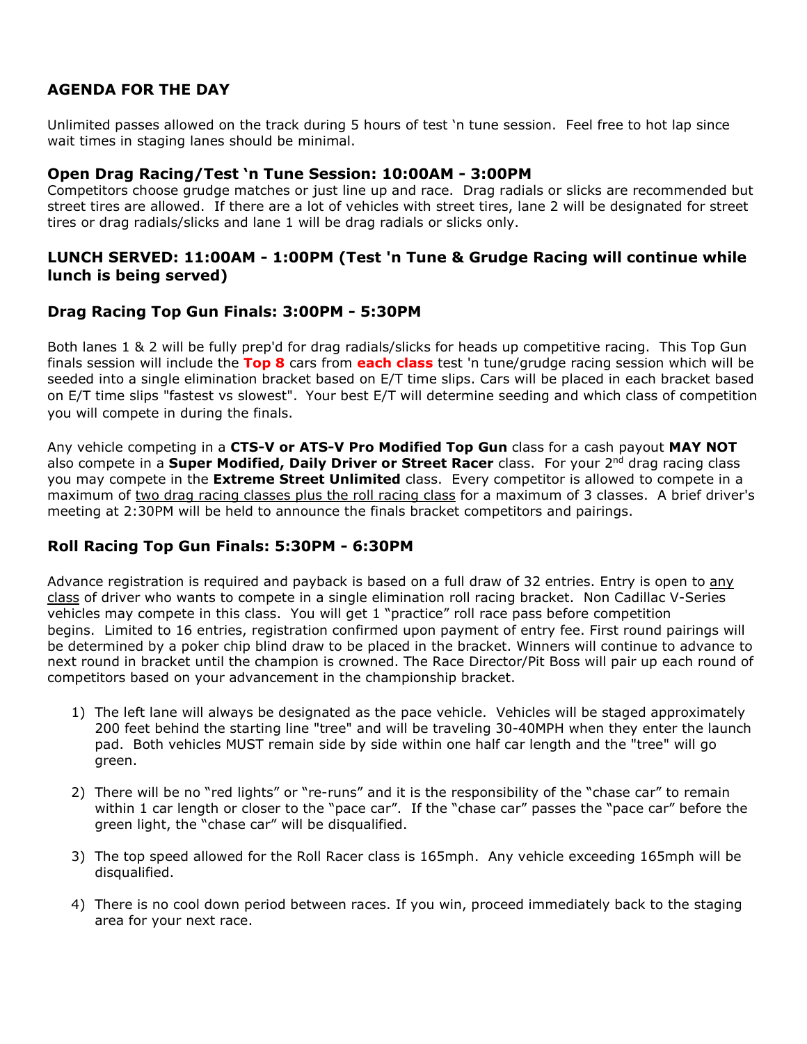## AGENDA FOR THE DAY

Unlimited passes allowed on the track during 5 hours of test 'n tune session. Feel free to hot lap since wait times in staging lanes should be minimal.

### Open Drag Racing/Test 'n Tune Session: 10:00AM - 3:00PM

Competitors choose grudge matches or just line up and race. Drag radials or slicks are recommended but street tires are allowed. If there are a lot of vehicles with street tires, lane 2 will be designated for street tires or drag radials/slicks and lane 1 will be drag radials or slicks only.

### LUNCH SERVED: 11:00AM - 1:00PM (Test 'n Tune & Grudge Racing will continue while lunch is being served)

### Drag Racing Top Gun Finals: 3:00PM - 5:30PM

Both lanes 1 & 2 will be fully prep'd for drag radials/slicks for heads up competitive racing. This Top Gun finals session will include the **Top 8** cars from **each class** test 'n tune/grudge racing session which will be seeded into a single elimination bracket based on E/T time slips. Cars will be placed in each bracket based on E/T time slips "fastest vs slowest". Your best E/T will determine seeding and which class of competition you will compete in during the finals.

Any vehicle competing in a **CTS-V or ATS-V Pro Modified Top Gun** class for a cash payout **MAY NOT** also compete in a **Super Modified, Daily Driver or Street Racer** class. For your 2nd drag racing class you may compete in the **Extreme Street Unlimited** class. Every competitor is allowed to compete in a maximum of two drag racing classes plus the roll racing class for a maximum of 3 classes. A brief driver's meeting at 2:30PM will be held to announce the finals bracket competitors and pairings.

### Roll Racing Top Gun Finals: 5:30PM - 6:30PM

Advance registration is required and payback is based on a full draw of 32 entries. Entry is open to any class of driver who wants to compete in a single elimination roll racing bracket. Non Cadillac V-Series vehicles may compete in this class. You will get 1 "practice" roll race pass before competition begins. Limited to 16 entries, registration confirmed upon payment of entry fee. First round pairings will be determined by a poker chip blind draw to be placed in the bracket. Winners will continue to advance to next round in bracket until the champion is crowned. The Race Director/Pit Boss will pair up each round of competitors based on your advancement in the championship bracket.

1) The left lane will always be designated as the pace vehicle. Vehicles will be staged approximately 200 feet behind the starting line "tree" and will be traveling 30-40MPH when they enter the launch pad. Both vehicles MUST remain side by side within one half car length and the "tree" will go green.

2) There will be no "red lights" or "re-runs" and it is the responsibility of the "chase car" to remain within 1 car length or closer to the "pace car". If the "chase car" passes the "pace car" before the green light, the "chase car" will be disqualified.

3) The top speed allowed for the Roll Racer class is 165mph. Any vehicle exceeding 165mph will be disqualified.

4) There is no cool down period between races. If you win, proceed immediately back to the staging area for your next race.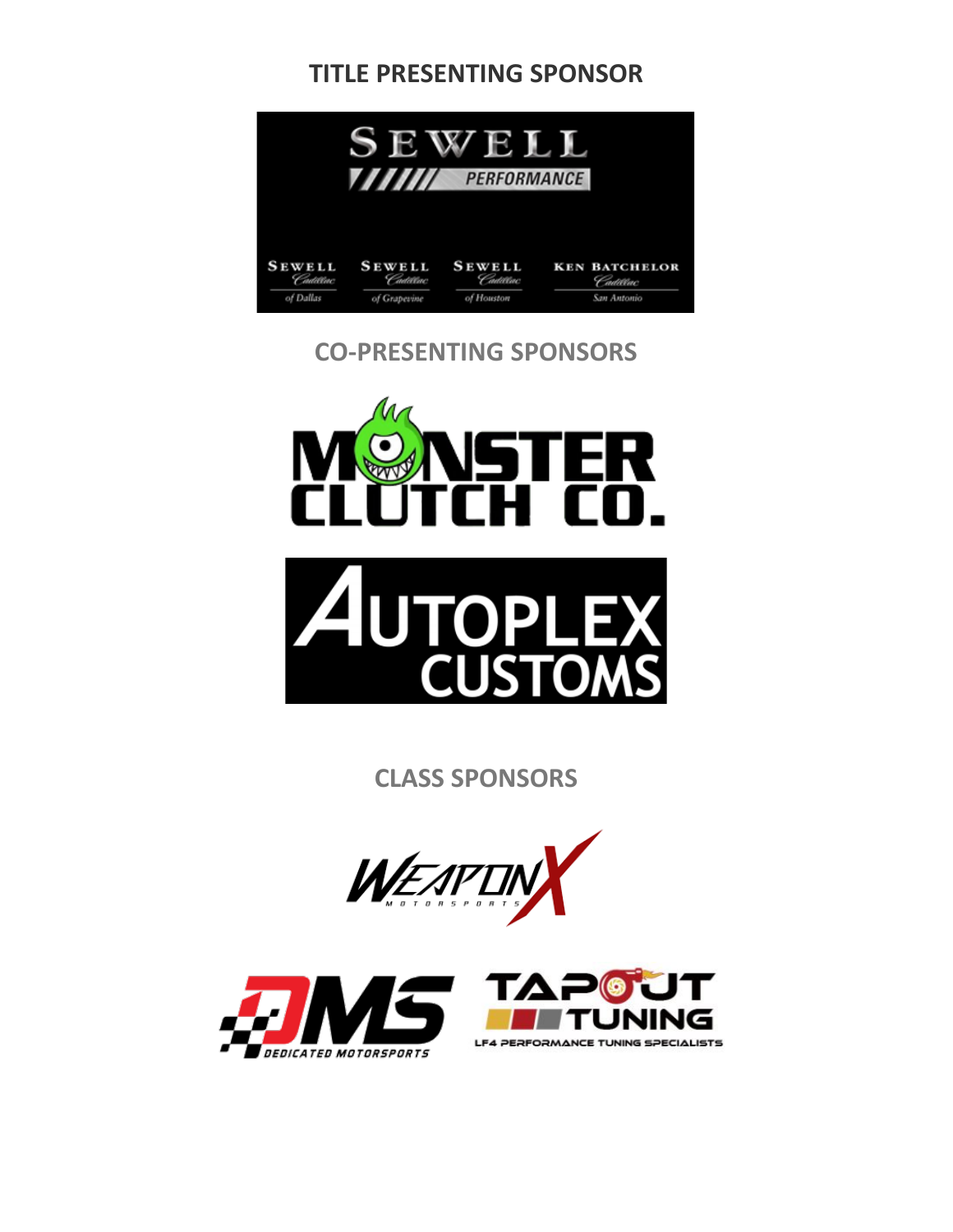## TITLE PRESENTING SPONSOR

SEWELL PERFORMANCE

SEWELL Cadillac of Dallas | SEWELL Cadillac of Grapevine | SEWELL Cadillac of Houston | KEN BATCHELOR Cadillac San Antonio

## CO-PRESENTING SPONSORS

MONSTER CLUTCH CO.

AUTOPLEX CUSTOMS

## CLASS SPONSORS

WEAPON X MOTORSPORTS

DMS DEDICATED MOTORSPORTS

TAPOUT TUNING LF4 PERFORMANCE TUNING SPECIALISTS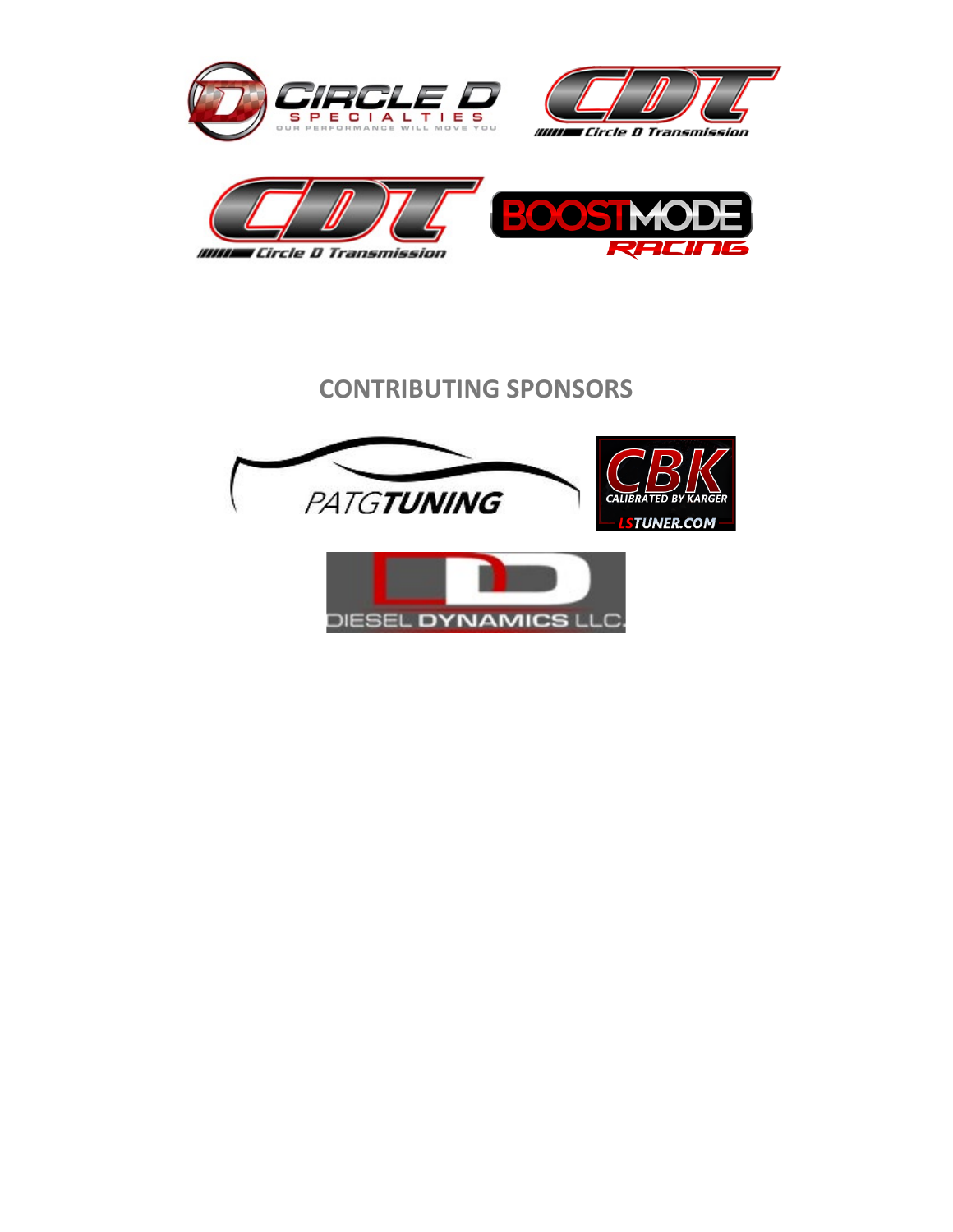CIRCLE D SPECIALTIES

OUR PERFORMANCE WILL MOVE YOU

CDT

Circle D Transmission

CDT

Circle D Transmission

BOOSTMODE

RACING

## CONTRIBUTING SPONSORS

PATGTUNING

CBK

CALIBRATED BY KARGER

LSTUNER.COM

DD

DIESEL DYNAMICS LLC.